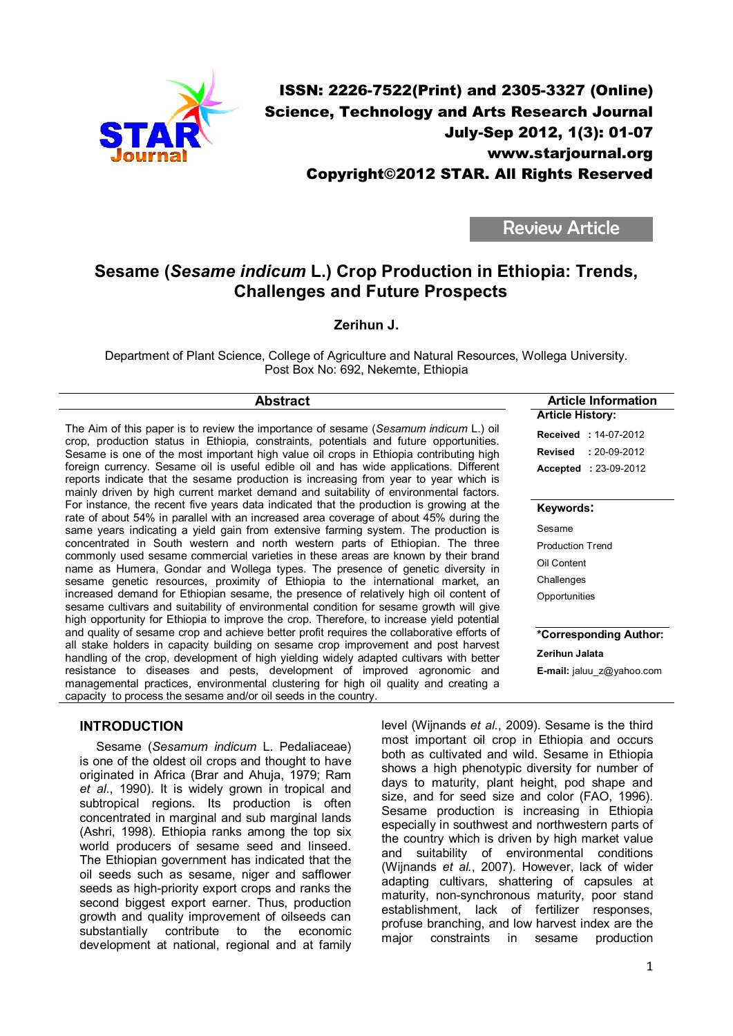ISSN: 2226-7522(Print) and 2305-3327 (Online)
Science, Technology and Arts Research Journal
July-Sep 2012, 1(3): 01-07
www.starjournal.org
Copyright©2012 STAR. All Rights Reserved

Review Article

# Sesame (*Sesame indicum* L.) Crop Production in Ethiopia: Trends, Challenges and Future Prospects

**Zerihun J.**

Department of Plant Science, College of Agriculture and Natural Resources, Wollega University.
Post Box No: 692, Nekemte, Ethiopia

## Abstract

The Aim of this paper is to review the importance of sesame (*Sesamum indicum* L.) oil crop, production status in Ethiopia, constraints, potentials and future opportunities. Sesame is one of the most important high value oil crops in Ethiopia contributing high foreign currency. Sesame oil is useful edible oil and has wide applications. Different reports indicate that the sesame production is increasing from year to year which is mainly driven by high current market demand and suitability of environmental factors. For instance, the recent five years data indicated that the production is growing at the rate of about 54% in parallel with an increased area coverage of about 45% during the same years indicating a yield gain from extensive farming system. The production is concentrated in South western and north western parts of Ethiopian. The three commonly used sesame commercial varieties in these areas are known by their brand name as Humera, Gondar and Wollega types. The presence of genetic diversity in sesame genetic resources, proximity of Ethiopia to the international market, an increased demand for Ethiopian sesame, the presence of relatively high oil content of sesame cultivars and suitability of environmental condition for sesame growth will give high opportunity for Ethiopia to improve the crop. Therefore, to increase yield potential and quality of sesame crop and achieve better profit requires the collaborative efforts of all stake holders in capacity building on sesame crop improvement and post harvest handling of the crop, development of high yielding widely adapted cultivars with better resistance to diseases and pests, development of improved agronomic and managemental practices, environmental clustering for high oil quality and creating a capacity to process the sesame and/or oil seeds in the country.

**Article Information**

**Article History:**

**Received** : 14-07-2012
**Revised** : 20-09-2012
**Accepted** : 23-09-2012

**Keywords:**

Sesame
Production Trend
Oil Content
Challenges
Opportunities

**\*Corresponding Author:**

**Zerihun Jalata**

**E-mail:** jaluu_z@yahoo.com

## INTRODUCTION

Sesame (*Sesamum indicum* L. Pedaliaceae) is one of the oldest oil crops and thought to have originated in Africa (Brar and Ahuja, 1979; Ram *et al*., 1990). It is widely grown in tropical and subtropical regions. Its production is often concentrated in marginal and sub marginal lands (Ashri, 1998). Ethiopia ranks among the top six world producers of sesame seed and linseed. The Ethiopian government has indicated that the oil seeds such as sesame, niger and safflower seeds as high-priority export crops and ranks the second biggest export earner. Thus, production growth and quality improvement of oilseeds can substantially contribute to the economic development at national, regional and at family level (Wijnands *et al*., 2009). Sesame is the third most important oil crop in Ethiopia and occurs both as cultivated and wild. Sesame in Ethiopia shows a high phenotypic diversity for number of days to maturity, plant height, pod shape and size, and for seed size and color (FAO, 1996). Sesame production is increasing in Ethiopia especially in southwest and northwestern parts of the country which is driven by high market value and suitability of environmental conditions (Wijnands *et al*., 2007). However, lack of wider adapting cultivars, shattering of capsules at maturity, non-synchronous maturity, poor stand establishment, lack of fertilizer responses, profuse branching, and low harvest index are the major constraints in sesame production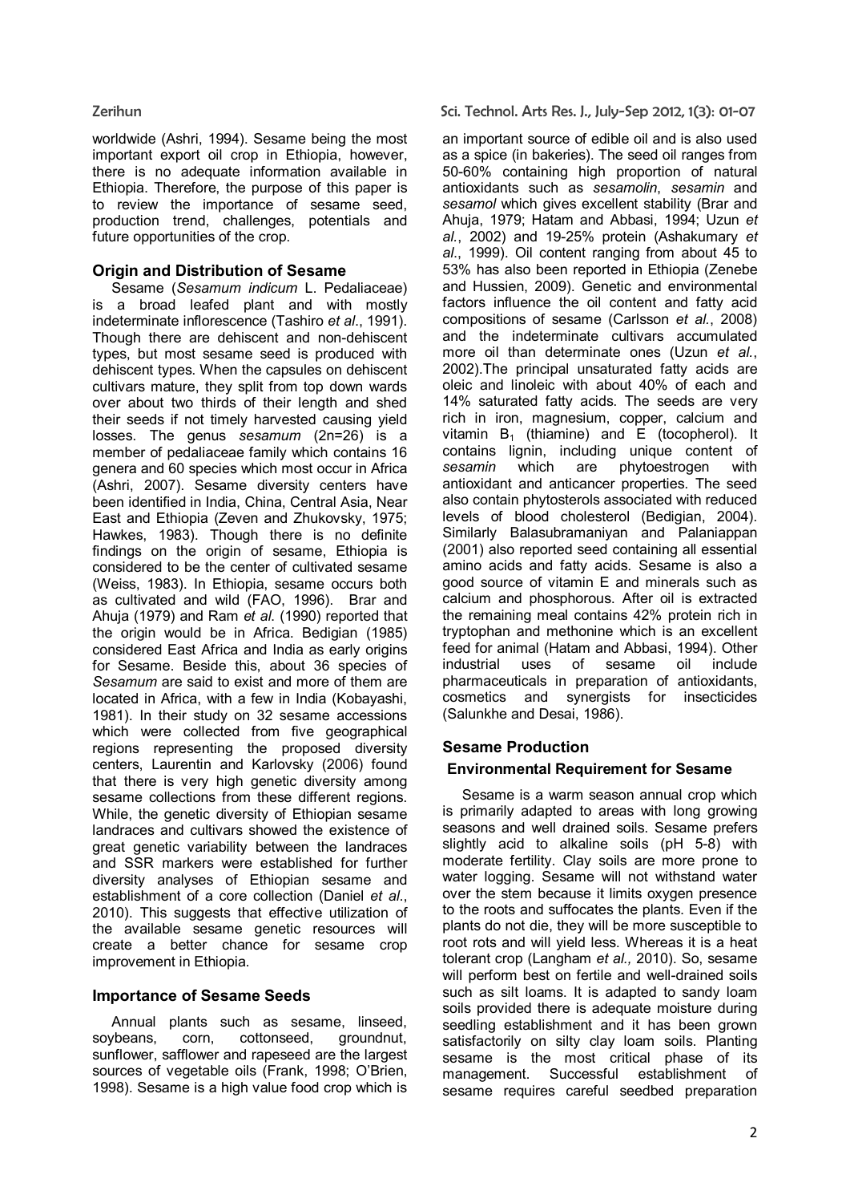worldwide (Ashri, 1994). Sesame being the most important export oil crop in Ethiopia, however, there is no adequate information available in Ethiopia. Therefore, the purpose of this paper is to review the importance of sesame seed, production trend, challenges, potentials and future opportunities of the crop.

## Origin and Distribution of Sesame

Sesame (*Sesamum indicum* L. Pedaliaceae) is a broad leafed plant and with mostly indeterminate inflorescence (Tashiro *et al*., 1991). Though there are dehiscent and non-dehiscent types, but most sesame seed is produced with dehiscent types. When the capsules on dehiscent cultivars mature, they split from top down wards over about two thirds of their length and shed their seeds if not timely harvested causing yield losses. The genus *sesamum* (2n=26) is a member of pedaliaceae family which contains 16 genera and 60 species which most occur in Africa (Ashri, 2007). Sesame diversity centers have been identified in India, China, Central Asia, Near East and Ethiopia (Zeven and Zhukovsky, 1975; Hawkes, 1983). Though there is no definite findings on the origin of sesame, Ethiopia is considered to be the center of cultivated sesame (Weiss, 1983). In Ethiopia, sesame occurs both as cultivated and wild (FAO, 1996). Brar and Ahuja (1979) and Ram *et al.* (1990) reported that the origin would be in Africa. Bedigian (1985) considered East Africa and India as early origins for Sesame. Beside this, about 36 species of *Sesamum* are said to exist and more of them are located in Africa, with a few in India (Kobayashi, 1981). In their study on 32 sesame accessions which were collected from five geographical regions representing the proposed diversity centers, Laurentin and Karlovsky (2006) found that there is very high genetic diversity among sesame collections from these different regions. While, the genetic diversity of Ethiopian sesame landraces and cultivars showed the existence of great genetic variability between the landraces and SSR markers were established for further diversity analyses of Ethiopian sesame and establishment of a core collection (Daniel *et al*., 2010). This suggests that effective utilization of the available sesame genetic resources will create a better chance for sesame crop improvement in Ethiopia.

## Importance of Sesame Seeds

Annual plants such as sesame, linseed, soybeans, corn, cottonseed, groundnut, sunflower, safflower and rapeseed are the largest sources of vegetable oils (Frank, 1998; O'Brien, 1998). Sesame is a high value food crop which is an important source of edible oil and is also used as a spice (in bakeries). The seed oil ranges from 50-60% containing high proportion of natural antioxidants such as *sesamolin*, *sesamin* and *sesamol* which gives excellent stability (Brar and Ahuja, 1979; Hatam and Abbasi, 1994; Uzun *et al*., 2002) and 19-25% protein (Ashakumary *et al*., 1999). Oil content ranging from about 45 to 53% has also been reported in Ethiopia (Zenebe and Hussien, 2009). Genetic and environmental factors influence the oil content and fatty acid compositions of sesame (Carlsson *et al*., 2008) and the indeterminate cultivars accumulated more oil than determinate ones (Uzun *et al*., 2002).The principal unsaturated fatty acids are oleic and linoleic with about 40% of each and 14% saturated fatty acids. The seeds are very rich in iron, magnesium, copper, calcium and vitamin $B_1$ (thiamine) and E (tocopherol). It contains lignin, including unique content of *sesamin* which are phytoestrogen with antioxidant and anticancer properties. The seed also contain phytosterols associated with reduced levels of blood cholesterol (Bedigian, 2004). Similarly Balasubramaniyan and Palaniappan (2001) also reported seed containing all essential amino acids and fatty acids. Sesame is also a good source of vitamin E and minerals such as calcium and phosphorous. After oil is extracted the remaining meal contains 42% protein rich in tryptophan and methonine which is an excellent feed for animal (Hatam and Abbasi, 1994). Other industrial uses of sesame oil include pharmaceuticals in preparation of antioxidants, cosmetics and synergists for insecticides (Salunkhe and Desai, 1986).

## Sesame Production

### Environmental Requirement for Sesame

Sesame is a warm season annual crop which is primarily adapted to areas with long growing seasons and well drained soils. Sesame prefers slightly acid to alkaline soils (pH 5-8) with moderate fertility. Clay soils are more prone to water logging. Sesame will not withstand water over the stem because it limits oxygen presence to the roots and suffocates the plants. Even if the plants do not die, they will be more susceptible to root rots and will yield less. Whereas it is a heat tolerant crop (Langham *et al.,* 2010). So, sesame will perform best on fertile and well-drained soils such as silt loams. It is adapted to sandy loam soils provided there is adequate moisture during seedling establishment and it has been grown satisfactorily on silty clay loam soils. Planting sesame is the most critical phase of its management. Successful establishment of sesame requires careful seedbed preparation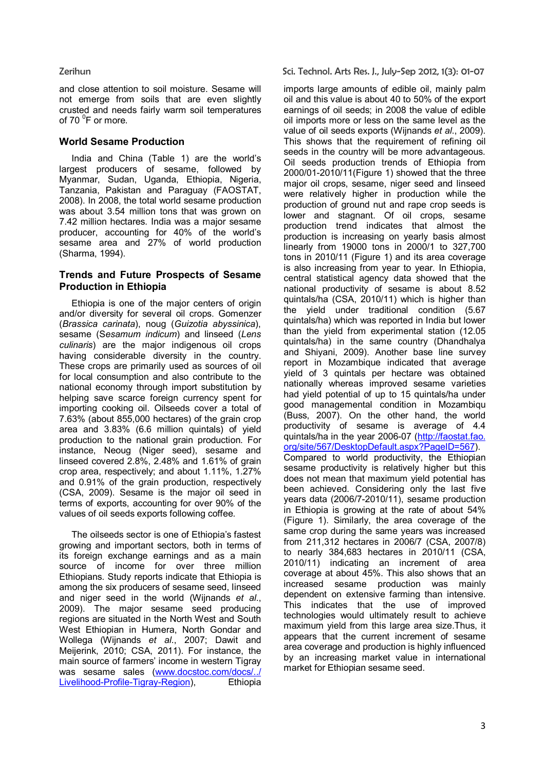and close attention to soil moisture. Sesame will not emerge from soils that are even slightly crusted and needs fairly warm soil temperatures of 70 $^{0}$F or more.

## World Sesame Production

India and China (Table 1) are the world's largest producers of sesame, followed by Myanmar, Sudan, Uganda, Ethiopia, Nigeria, Tanzania, Pakistan and Paraguay (FAOSTAT, 2008). In 2008, the total world sesame production was about 3.54 million tons that was grown on 7.42 million hectares. India was a major sesame producer, accounting for 40% of the world's sesame area and 27% of world production (Sharma, 1994).

## Trends and Future Prospects of Sesame Production in Ethiopia

Ethiopia is one of the major centers of origin and/or diversity for several oil crops. Gomenzer (*Brassica carinata*), noug (*Guizotia abyssinica*), sesame (*Sesamum indicum*) and linseed (*Lens culinaris*) are the major indigenous oil crops having considerable diversity in the country. These crops are primarily used as sources of oil for local consumption and also contribute to the national economy through import substitution by helping save scarce foreign currency spent for importing cooking oil. Oilseeds cover a total of 7.63% (about 855,000 hectares) of the grain crop area and 3.83% (6.6 million quintals) of yield production to the national grain production. For instance, Neoug (Niger seed), sesame and linseed covered 2.8%, 2.48% and 1.61% of grain crop area, respectively; and about 1.11%, 1.27% and 0.91% of the grain production, respectively (CSA, 2009). Sesame is the major oil seed in terms of exports, accounting for over 90% of the values of oil seeds exports following coffee.

The oilseeds sector is one of Ethiopia's fastest growing and important sectors, both in terms of its foreign exchange earnings and as a main source of income for over three million Ethiopians. Study reports indicate that Ethiopia is among the six producers of sesame seed, linseed and niger seed in the world (Wijnands *et al*., 2009). The major sesame seed producing regions are situated in the North West and South West Ethiopian in Humera, North Gondar and Wollega (Wijnands *et al*., 2007; Dawit and Meijerink, 2010; CSA, 2011). For instance, the main source of farmers' income in western Tigray was sesame sales (www.docstoc.com/docs/../Livelihood-Profile-Tigray-Region), Ethiopia imports large amounts of edible oil, mainly palm oil and this value is about 40 to 50% of the export earnings of oil seeds; in 2008 the value of edible oil imports more or less on the same level as the value of oil seeds exports (Wijnands *et al*., 2009). This shows that the requirement of refining oil seeds in the country will be more advantageous. Oil seeds production trends of Ethiopia from 2000/01-2010/11(Figure 1) showed that the three major oil crops, sesame, niger seed and linseed were relatively higher in production while the production of ground nut and rape crop seeds is lower and stagnant. Of oil crops, sesame production trend indicates that almost the production is increasing on yearly basis almost linearly from 19000 tons in 2000/1 to 327,700 tons in 2010/11 (Figure 1) and its area coverage is also increasing from year to year. In Ethiopia, central statistical agency data showed that the national productivity of sesame is about 8.52 quintals/ha (CSA, 2010/11) which is higher than the yield under traditional condition (5.67 quintals/ha) which was reported in India but lower than the yield from experimental station (12.05 quintals/ha) in the same country (Dhandhalya and Shiyani, 2009). Another base line survey report in Mozambique indicated that average yield of 3 quintals per hectare was obtained nationally whereas improved sesame varieties had yield potential of up to 15 quintals/ha under good managemental condition in Mozambiqu (Buss, 2007). On the other hand, the world productivity of sesame is average of 4.4 quintals/ha in the year 2006-07 (http://faostat.fao.org/site/567/DesktopDefault.aspx?PageID=567). Compared to world productivity, the Ethiopian sesame productivity is relatively higher but this does not mean that maximum yield potential has been achieved. Considering only the last five years data (2006/7-2010/11), sesame production in Ethiopia is growing at the rate of about 54% (Figure 1). Similarly, the area coverage of the same crop during the same years was increased from 211,312 hectares in 2006/7 (CSA, 2007/8) to nearly 384,683 hectares in 2010/11 (CSA, 2010/11) indicating an increment of area coverage at about 45%. This also shows that an increased sesame production was mainly dependent on extensive farming than intensive. This indicates that the use of improved technologies would ultimately result to achieve maximum yield from this large area size.Thus, it appears that the current increment of sesame area coverage and production is highly influenced by an increasing market value in international market for Ethiopian sesame seed.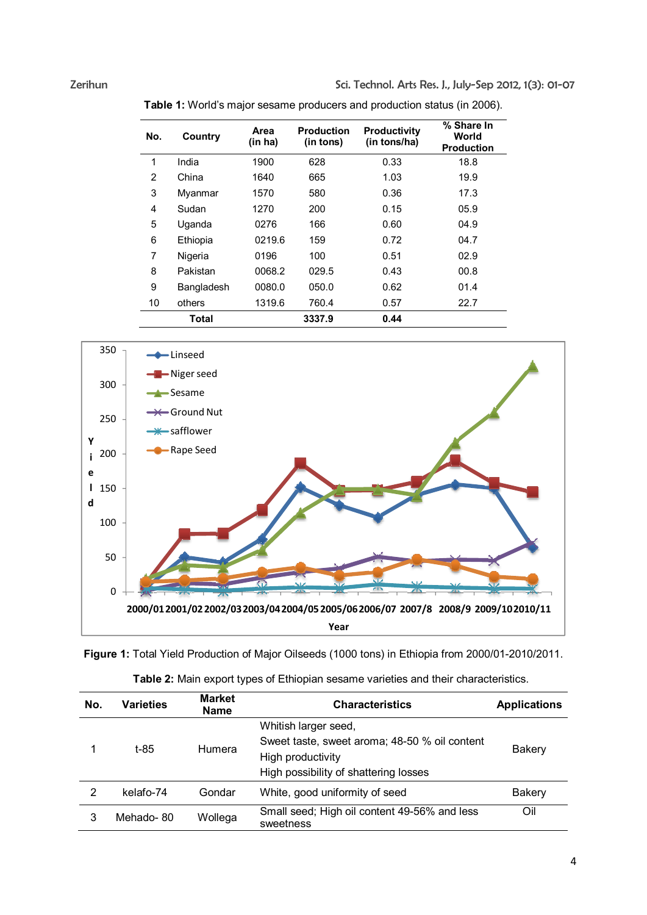**Table 1:** World's major sesame producers and production status (in 2006).

| No. | Country | Area (in ha) | Production (in tons) | Productivity (in tons/ha) | % Share In World Production |
|---|---|---|---|---|---|
| 1 | India | 1900 | 628 | 0.33 | 18.8 |
| 2 | China | 1640 | 665 | 1.03 | 19.9 |
| 3 | Myanmar | 1570 | 580 | 0.36 | 17.3 |
| 4 | Sudan | 1270 | 200 | 0.15 | 05.9 |
| 5 | Uganda | 0276 | 166 | 0.60 | 04.9 |
| 6 | Ethiopia | 0219.6 | 159 | 0.72 | 04.7 |
| 7 | Nigeria | 0196 | 100 | 0.51 | 02.9 |
| 8 | Pakistan | 0068.2 | 029.5 | 0.43 | 00.8 |
| 9 | Bangladesh | 0080.0 | 050.0 | 0.62 | 01.4 |
| 10 | others | 1319.6 | 760.4 | 0.57 | 22.7 |
| | Total | | 3337.9 | 0.44 | |

**Figure 1:** Total Yield Production of Major Oilseeds (1000 tons) in Ethiopia from 2000/01-2010/2011.

**Table 2:** Main export types of Ethiopian sesame varieties and their characteristics.

| No. | Varieties | Market Name | Characteristics | Applications |
|---|---|---|---|---|
| 1 | t-85 | Humera | Whitish larger seed, Sweet taste, sweet aroma; 48-50 % oil content High productivity High possibility of shattering losses | Bakery |
| 2 | kelafo-74 | Gondar | White, good uniformity of seed | Bakery |
| 3 | Mehado- 80 | Wollega | Small seed; High oil content 49-56% and less sweetness | Oil |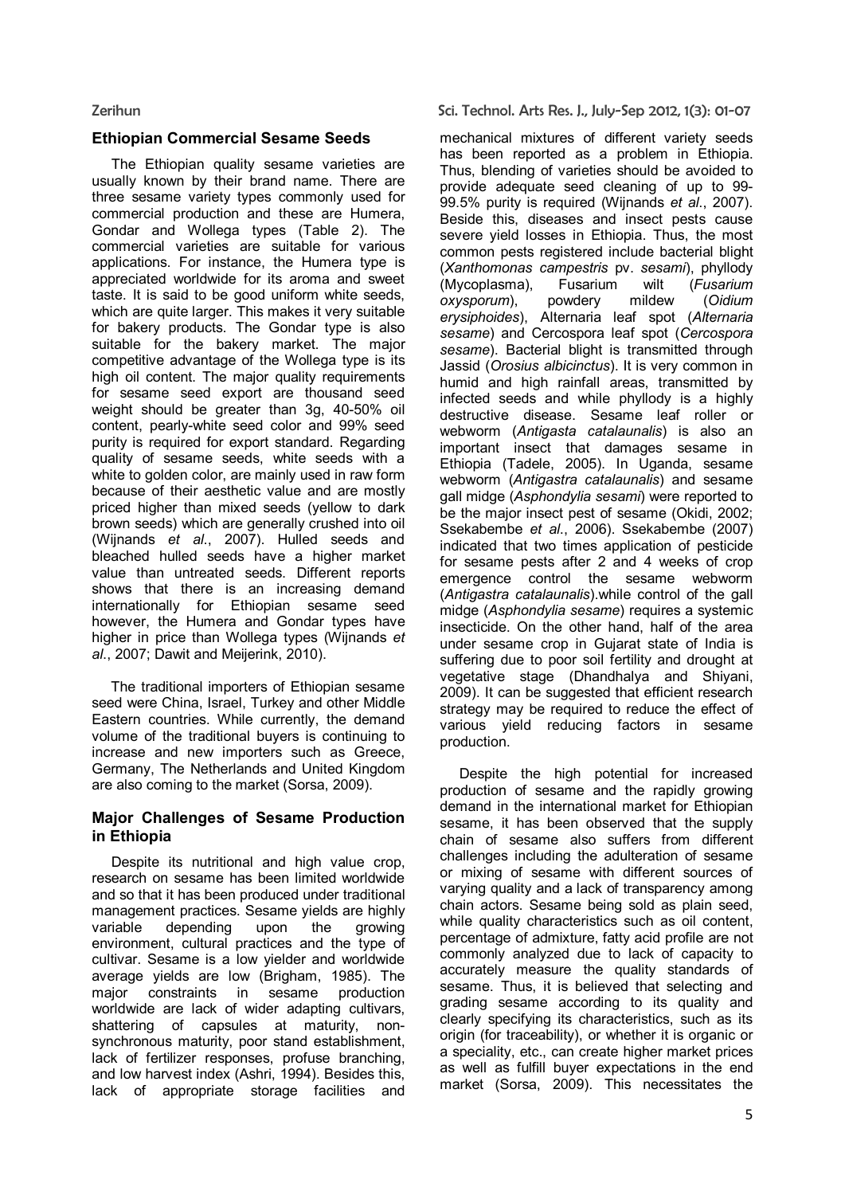## Ethiopian Commercial Sesame Seeds

The Ethiopian quality sesame varieties are usually known by their brand name. There are three sesame variety types commonly used for commercial production and these are Humera, Gondar and Wollega types (Table 2). The commercial varieties are suitable for various applications. For instance, the Humera type is appreciated worldwide for its aroma and sweet taste. It is said to be good uniform white seeds, which are quite larger. This makes it very suitable for bakery products. The Gondar type is also suitable for the bakery market. The major competitive advantage of the Wollega type is its high oil content. The major quality requirements for sesame seed export are thousand seed weight should be greater than 3g, 40-50% oil content, pearly-white seed color and 99% seed purity is required for export standard. Regarding quality of sesame seeds, white seeds with a white to golden color, are mainly used in raw form because of their aesthetic value and are mostly priced higher than mixed seeds (yellow to dark brown seeds) which are generally crushed into oil (Wijnands *et al*., 2007). Hulled seeds and bleached hulled seeds have a higher market value than untreated seeds. Different reports shows that there is an increasing demand internationally for Ethiopian sesame seed however, the Humera and Gondar types have higher in price than Wollega types (Wijnands *et al*., 2007; Dawit and Meijerink, 2010).

The traditional importers of Ethiopian sesame seed were China, Israel, Turkey and other Middle Eastern countries. While currently, the demand volume of the traditional buyers is continuing to increase and new importers such as Greece, Germany, The Netherlands and United Kingdom are also coming to the market (Sorsa, 2009).

## Major Challenges of Sesame Production in Ethiopia

Despite its nutritional and high value crop, research on sesame has been limited worldwide and so that it has been produced under traditional management practices. Sesame yields are highly variable depending upon the growing environment, cultural practices and the type of cultivar. Sesame is a low yielder and worldwide average yields are low (Brigham, 1985). The major constraints in sesame production worldwide are lack of wider adapting cultivars, shattering of capsules at maturity, non-synchronous maturity, poor stand establishment, lack of fertilizer responses, profuse branching, and low harvest index (Ashri, 1994). Besides this, lack of appropriate storage facilities and mechanical mixtures of different variety seeds has been reported as a problem in Ethiopia. Thus, blending of varieties should be avoided to provide adequate seed cleaning of up to 99-99.5% purity is required (Wijnands *et al*., 2007). Beside this, diseases and insect pests cause severe yield losses in Ethiopia. Thus, the most common pests registered include bacterial blight (*Xanthomonas campestris* pv. *sesami*), phyllody (Mycoplasma), Fusarium wilt (*Fusarium oxysporum*), powdery mildew (*Oidium erysiphoides*), Alternaria leaf spot (*Alternaria sesame*) and Cercospora leaf spot (*Cercospora sesame*). Bacterial blight is transmitted through Jassid (*Orosius albicinctus*). It is very common in humid and high rainfall areas, transmitted by infected seeds and while phyllody is a highly destructive disease. Sesame leaf roller or webworm (*Antigasta catalaunalis*) is also an important insect that damages sesame in Ethiopia (Tadele, 2005). In Uganda, sesame webworm (*Antigastra catalaunalis*) and sesame gall midge (*Asphondylia sesami*) were reported to be the major insect pest of sesame (Okidi, 2002; Ssekabembe *et al*., 2006). Ssekabembe (2007) indicated that two times application of pesticide for sesame pests after 2 and 4 weeks of crop emergence control the sesame webworm (*Antigastra catalaunalis*).while control of the gall midge (*Asphondylia sesame*) requires a systemic insecticide. On the other hand, half of the area under sesame crop in Gujarat state of India is suffering due to poor soil fertility and drought at vegetative stage (Dhandhalya and Shiyani, 2009). It can be suggested that efficient research strategy may be required to reduce the effect of various yield reducing factors in sesame production.

Despite the high potential for increased production of sesame and the rapidly growing demand in the international market for Ethiopian sesame, it has been observed that the supply chain of sesame also suffers from different challenges including the adulteration of sesame or mixing of sesame with different sources of varying quality and a lack of transparency among chain actors. Sesame being sold as plain seed, while quality characteristics such as oil content, percentage of admixture, fatty acid profile are not commonly analyzed due to lack of capacity to accurately measure the quality standards of sesame. Thus, it is believed that selecting and grading sesame according to its quality and clearly specifying its characteristics, such as its origin (for traceability), or whether it is organic or a speciality, etc., can create higher market prices as well as fulfill buyer expectations in the end market (Sorsa, 2009). This necessitates the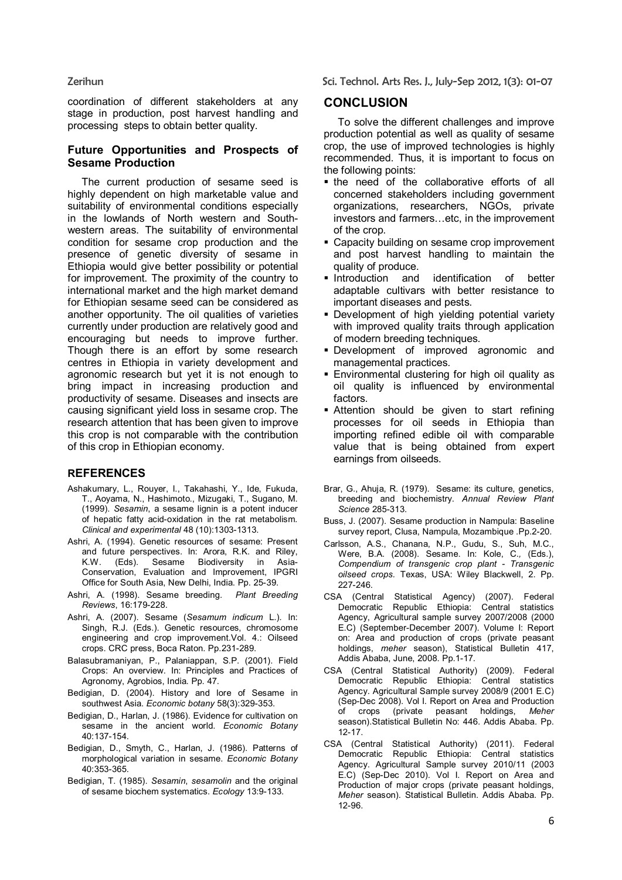coordination of different stakeholders at any stage in production, post harvest handling and processing steps to obtain better quality.

### Future Opportunities and Prospects of Sesame Production

The current production of sesame seed is highly dependent on high marketable value and suitability of environmental conditions especially in the lowlands of North western and South-western areas. The suitability of environmental condition for sesame crop production and the presence of genetic diversity of sesame in Ethiopia would give better possibility or potential for improvement. The proximity of the country to international market and the high market demand for Ethiopian sesame seed can be considered as another opportunity. The oil qualities of varieties currently under production are relatively good and encouraging but needs to improve further. Though there is an effort by some research centres in Ethiopia in variety development and agronomic research but yet it is not enough to bring impact in increasing production and productivity of sesame. Diseases and insects are causing significant yield loss in sesame crop. The research attention that has been given to improve this crop is not comparable with the contribution of this crop in Ethiopian economy.

## CONCLUSION

To solve the different challenges and improve production potential as well as quality of sesame crop, the use of improved technologies is highly recommended. Thus, it is important to focus on the following points:

- the need of the collaborative efforts of all concerned stakeholders including government organizations, researchers, NGOs, private investors and farmers…etc, in the improvement of the crop.
- Capacity building on sesame crop improvement and post harvest handling to maintain the quality of produce.
- Introduction and identification of better adaptable cultivars with better resistance to important diseases and pests.
- Development of high yielding potential variety with improved quality traits through application of modern breeding techniques.
- Development of improved agronomic and managemental practices.
- Environmental clustering for high oil quality as oil quality is influenced by environmental factors.
- Attention should be given to start refining processes for oil seeds in Ethiopia than importing refined edible oil with comparable value that is being obtained from expert earnings from oilseeds.

## REFERENCES

Ashakumary, L., Rouyer, I., Takahashi, Y., Ide, Fukuda, T., Aoyama, N., Hashimoto., Mizugaki, T., Sugano, M. (1999). *Sesamin*, a sesame lignin is a potent inducer of hepatic fatty acid-oxidation in the rat metabolism. *Clinical and experimental* 48 (10):1303-1313.

Ashri, A. (1994). Genetic resources of sesame: Present and future perspectives. In: Arora, R.K. and Riley, K.W. (Eds). Sesame Biodiversity in Asia-Conservation, Evaluation and Improvement, IPGRI Office for South Asia, New Delhi, India. Pp. 25-39.

Ashri, A. (1998). Sesame breeding. *Plant Breeding Reviews*, 16:179-228.

Ashri, A. (2007). Sesame (*Sesamum indicum* L.). In: Singh, R.J. (Eds.). Genetic resources, chromosome engineering and crop improvement.Vol. 4.: Oilseed crops. CRC press, Boca Raton. Pp.231-289.

Balasubramaniyan, P., Palaniappan, S.P. (2001). Field Crops: An overview. In: Principles and Practices of Agronomy, Agrobios, India. Pp. 47.

Bedigian, D. (2004). History and lore of Sesame in southwest Asia. *Economic botany* 58(3):329-353.

Bedigian, D., Harlan, J. (1986). Evidence for cultivation on sesame in the ancient world. *Economic Botany* 40:137-154.

Bedigian, D., Smyth, C., Harlan, J. (1986). Patterns of morphological variation in sesame. *Economic Botany* 40:353-365.

Bedigian, T. (1985). *Sesamin*, *sesamolin* and the original of sesame biochem systematics. *Ecology* 13:9-133.

Brar, G., Ahuja, R. (1979). Sesame: its culture, genetics, breeding and biochemistry. *Annual Review Plant Science* 285-313.

Buss, J. (2007). Sesame production in Nampula: Baseline survey report, Clusa, Nampula, Mozambique .Pp.2-20.

Carlsson, A.S., Chanana, N.P., Gudu, S., Suh, M.C., Were, B.A. (2008). Sesame. In: Kole, C., (Eds.), *Compendium of transgenic crop plant - Transgenic oilseed crops.* Texas, USA: Wiley Blackwell, 2. Pp. 227-246.

CSA (Central Statistical Agency) (2007). Federal Democratic Republic Ethiopia: Central statistics Agency, Agricultural sample survey 2007/2008 (2000 E.C) (September-December 2007). Volume I: Report on: Area and production of crops (private peasant holdings, *meher* season), Statistical Bulletin 417, Addis Ababa, June, 2008. Pp.1-17.

CSA (Central Statistical Authority) (2009). Federal Democratic Republic Ethiopia: Central statistics Agency. Agricultural Sample survey 2008/9 (2001 E.C) (Sep-Dec 2008). Vol I. Report on Area and Production of crops (private peasant holdings, *Meher* season).Statistical Bulletin No: 446. Addis Ababa. Pp. 12-17.

CSA (Central Statistical Authority) (2011). Federal Democratic Republic Ethiopia: Central statistics Agency. Agricultural Sample survey 2010/11 (2003 E.C) (Sep-Dec 2010). Vol I. Report on Area and Production of major crops (private peasant holdings, *Meher* season). Statistical Bulletin. Addis Ababa. Pp. 12-96.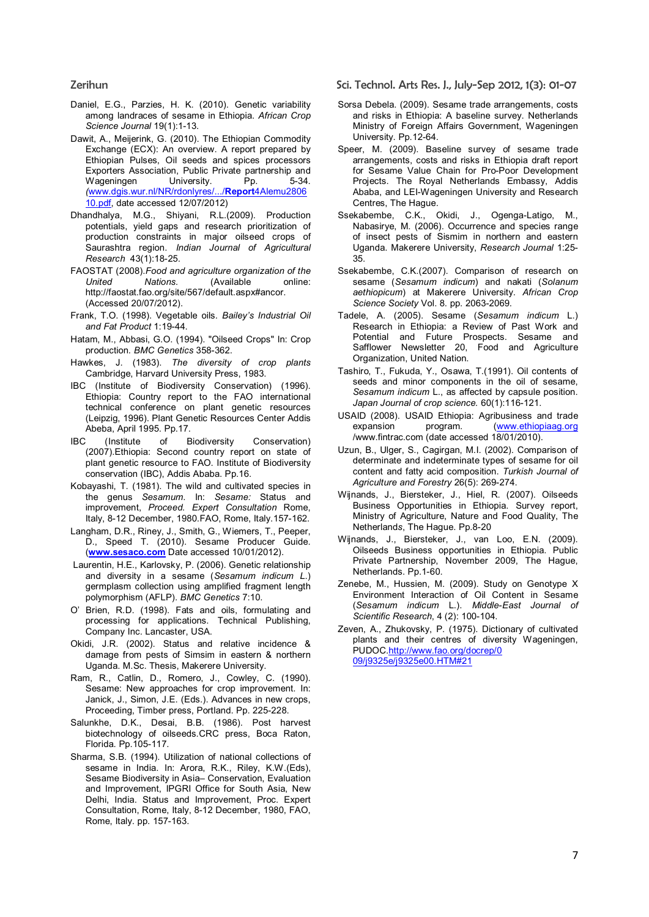Daniel, E.G., Parzies, H. K. (2010). Genetic variability among landraces of sesame in Ethiopia. *African Crop Science Journal* 19(1):1-13.

Dawit, A., Meijerink, G. (2010). The Ethiopian Commodity Exchange (ECX): An overview. A report prepared by Ethiopian Pulses, Oil seeds and spices processors Exporters Association, Public Private partnership and Wageningen University. Pp. 5-34. (www.dgis.wur.nl/NR/rdonlyres/.../**Report**4Alemu280610.pdf, date accessed 12/07/2012)

Dhandhalya, M.G., Shiyani, R.L.(2009). Production potentials, yield gaps and research prioritization of production constraints in major oilseed crops of Saurashtra region. *Indian Journal of Agricultural Research* 43(1):18-25.

FAOSTAT (2008).*Food and agriculture organization of the United Nations.* (Available online: http://faostat.fao.org/site/567/default.aspx#ancor. (Accessed 20/07/2012).

Frank, T.O. (1998). Vegetable oils. *Bailey's Industrial Oil and Fat Product* 1:19-44.

Hatam, M., Abbasi, G.O. (1994). "Oilseed Crops" In: Crop production. *BMC Genetics* 358-362.

Hawkes, J. (1983). *The diversity of crop plants* Cambridge, Harvard University Press, 1983.

IBC (Institute of Biodiversity Conservation) (1996). Ethiopia: Country report to the FAO international technical conference on plant genetic resources (Leipzig, 1996). Plant Genetic Resources Center Addis Abeba, April 1995. Pp.17.

IBC (Institute of Biodiversity Conservation) (2007).Ethiopia: Second country report on state of plant genetic resource to FAO. Institute of Biodiversity conservation (IBC), Addis Ababa. Pp.16.

Kobayashi, T. (1981). The wild and cultivated species in the genus *Sesamum*. In: *Sesame:* Status and improvement, *Proceed. Expert Consultation* Rome, Italy, 8-12 December, 1980.FAO, Rome, Italy.157-162.

Langham, D.R., Riney, J., Smith, G., Wiemers, T., Peeper, D., Speed T. (2010). Sesame Producer Guide. (**www.sesaco.com** Date accessed 10/01/2012).

Laurentin, H.E., Karlovsky, P. (2006). Genetic relationship and diversity in a sesame (*Sesamum indicum L.*) germplasm collection using amplified fragment length polymorphism (AFLP). *BMC Genetics* 7:10.

O' Brien, R.D. (1998). Fats and oils, formulating and processing for applications. Technical Publishing, Company Inc. Lancaster, USA.

Okidi, J.R. (2002). Status and relative incidence & damage from pests of Simsim in eastern & northern Uganda. M.Sc. Thesis, Makerere University.

Ram, R., Catlin, D., Romero, J., Cowley, C. (1990). Sesame: New approaches for crop improvement. In: Janick, J., Simon, J.E. (Eds.). Advances in new crops, Proceeding, Timber press, Portland. Pp. 225-228.

Salunkhe, D.K., Desai, B.B. (1986). Post harvest biotechnology of oilseeds.CRC press, Boca Raton, Florida. Pp.105-117.

Sharma, S.B. (1994). Utilization of national collections of sesame in India. In: Arora, R.K., Riley, K.W.(Eds), Sesame Biodiversity in Asia– Conservation, Evaluation and Improvement, IPGRI Office for South Asia, New Delhi, India. Status and Improvement, Proc. Expert Consultation, Rome, Italy, 8-12 December, 1980, FAO, Rome, Italy. pp. 157-163.

Sorsa Debela. (2009). Sesame trade arrangements, costs and risks in Ethiopia: A baseline survey. Netherlands Ministry of Foreign Affairs Government, Wageningen University. Pp.12-64.

Speer, M. (2009). Baseline survey of sesame trade arrangements, costs and risks in Ethiopia draft report for Sesame Value Chain for Pro-Poor Development Projects. The Royal Netherlands Embassy, Addis Ababa, and LEI-Wageningen University and Research Centres, The Hague.

Ssekabembe, C.K., Okidi, J., Ogenga-Latigo, M., Nabasirye, M. (2006). Occurrence and species range of insect pests of Sismim in northern and eastern Uganda. Makerere University, *Research Journal* 1:25-35.

Ssekabembe, C.K.(2007). Comparison of research on sesame (*Sesamum indicum*) and nakati (*Solanum aethiopicum*) at Makerere University. *African Crop Science Society* Vol. 8. pp. 2063-2069.

Tadele, A. (2005). Sesame (*Sesamum indicum* L.) Research in Ethiopia: a Review of Past Work and Potential and Future Prospects. Sesame and Safflower Newsletter 20, Food and Agriculture Organization, United Nation.

Tashiro, T., Fukuda, Y., Osawa, T.(1991). Oil contents of seeds and minor components in the oil of sesame, *Sesamum indicum* L., as affected by capsule position. *Japan Journal of crop science.* 60(1):116-121.

USAID (2008). USAID Ethiopia: Agribusiness and trade expansion program. (www.ethiopiaag.org /www.fintrac.com (date accessed 18/01/2010).

Uzun, B., Ulger, S., Cagirgan, M.I. (2002). Comparison of determinate and indeterminate types of sesame for oil content and fatty acid composition. *Turkish Journal of Agriculture and Forestry* 26(5): 269-274.

Wijnands, J., Biersteker, J., Hiel, R. (2007). Oilseeds Business Opportunities in Ethiopia. Survey report, Ministry of Agriculture, Nature and Food Quality, The Netherlands, The Hague. Pp.8-20

Wijnands, J., Biersteker, J., van Loo, E.N. (2009). Oilseeds Business opportunities in Ethiopia. Public Private Partnership, November 2009, The Hague, Netherlands. Pp.1-60.

Zenebe, M., Hussien, M. (2009). Study on Genotype X Environment Interaction of Oil Content in Sesame (*Sesamum indicum* L.). *Middle-East Journal of Scientific Research*, 4 (2): 100-104.

Zeven, A., Zhukovsky, P. (1975). Dictionary of cultivated plants and their centres of diversity Wagenningen, PUDOC.http://www.fao.org/docrep/009/j9325e/j9325e00.HTM#21